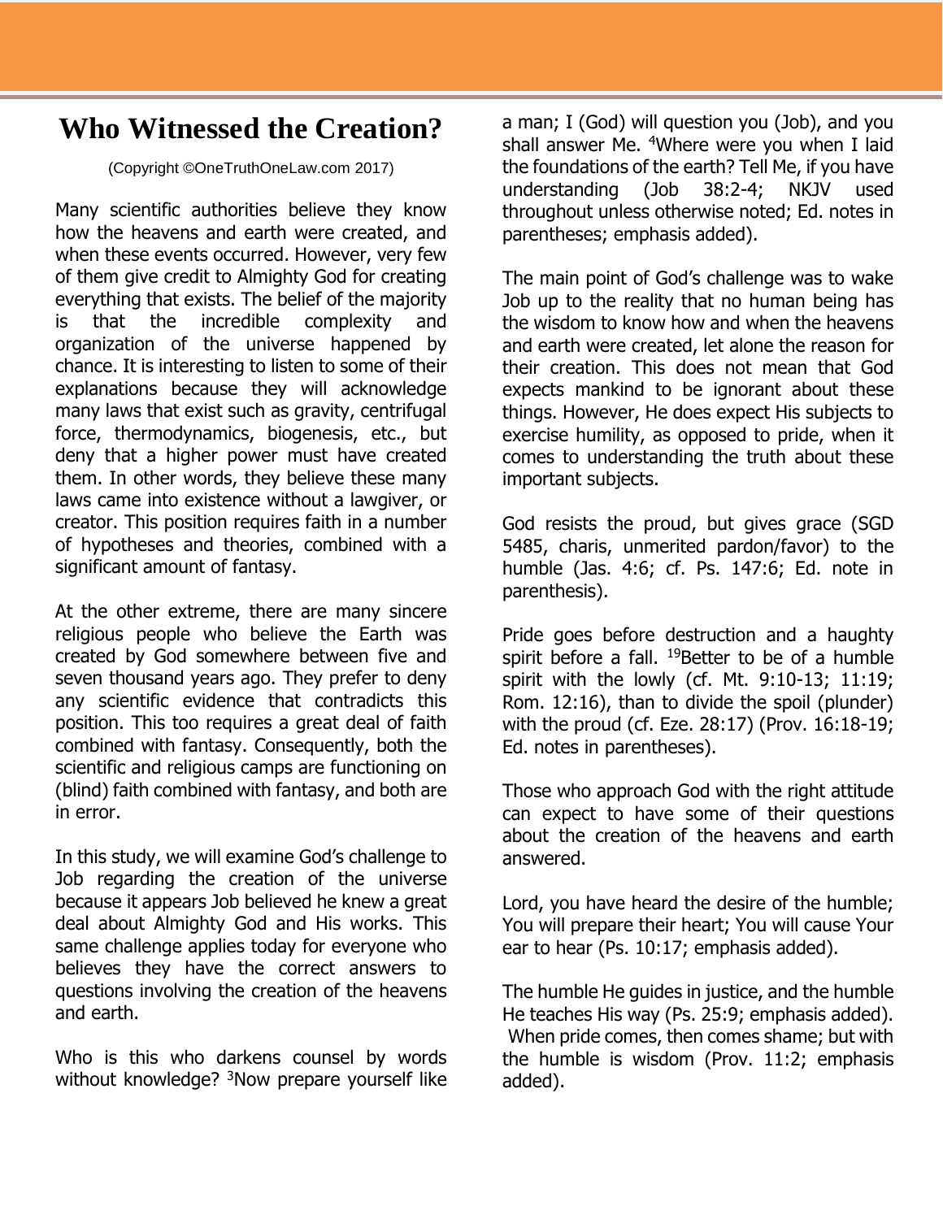# Who Witnessed the Creation?

(Copyright ©OneTruthOneLaw.com 2017)

Many scientific authorities believe they know how the heavens and earth were created, and when these events occurred. However, very few of them give credit to Almighty God for creating everything that exists. The belief of the majority is that the incredible complexity and organization of the universe happened by chance. It is interesting to listen to some of their explanations because they will acknowledge many laws that exist such as gravity, centrifugal force, thermodynamics, biogenesis, etc., but deny that a higher power must have created them. In other words, they believe these many laws came into existence without a lawgiver, or creator. This position requires faith in a number of hypotheses and theories, combined with a significant amount of fantasy.

At the other extreme, there are many sincere religious people who believe the Earth was created by God somewhere between five and seven thousand years ago. They prefer to deny any scientific evidence that contradicts this position. This too requires a great deal of faith combined with fantasy. Consequently, both the scientific and religious camps are functioning on (blind) faith combined with fantasy, and both are in error.

In this study, we will examine God's challenge to Job regarding the creation of the universe because it appears Job believed he knew a great deal about Almighty God and His works. This same challenge applies today for everyone who believes they have the correct answers to questions involving the creation of the heavens and earth.

Who is this who darkens counsel by words without knowledge? [3]Now prepare yourself like a man; I (God) will question you (Job), and you shall answer Me. [4]Where were you when I laid the foundations of the earth? Tell Me, if you have understanding (Job 38:2-4; NKJV used throughout unless otherwise noted; Ed. notes in parentheses; emphasis added).

The main point of God's challenge was to wake Job up to the reality that no human being has the wisdom to know how and when the heavens and earth were created, let alone the reason for their creation. This does not mean that God expects mankind to be ignorant about these things. However, He does expect His subjects to exercise humility, as opposed to pride, when it comes to understanding the truth about these important subjects.

God resists the proud, but gives grace (SGD 5485, charis, unmerited pardon/favor) to the humble (Jas. 4:6; cf. Ps. 147:6; Ed. note in parenthesis).

Pride goes before destruction and a haughty spirit before a fall. [19]Better to be of a humble spirit with the lowly (cf. Mt. 9:10-13; 11:19; Rom. 12:16), than to divide the spoil (plunder) with the proud (cf. Eze. 28:17) (Prov. 16:18-19; Ed. notes in parentheses).

Those who approach God with the right attitude can expect to have some of their questions about the creation of the heavens and earth answered.

Lord, you have heard the desire of the humble; You will prepare their heart; You will cause Your ear to hear (Ps. 10:17; emphasis added).

The humble He guides in justice, and the humble He teaches His way (Ps. 25:9; emphasis added). When pride comes, then comes shame; but with the humble is wisdom (Prov. 11:2; emphasis added).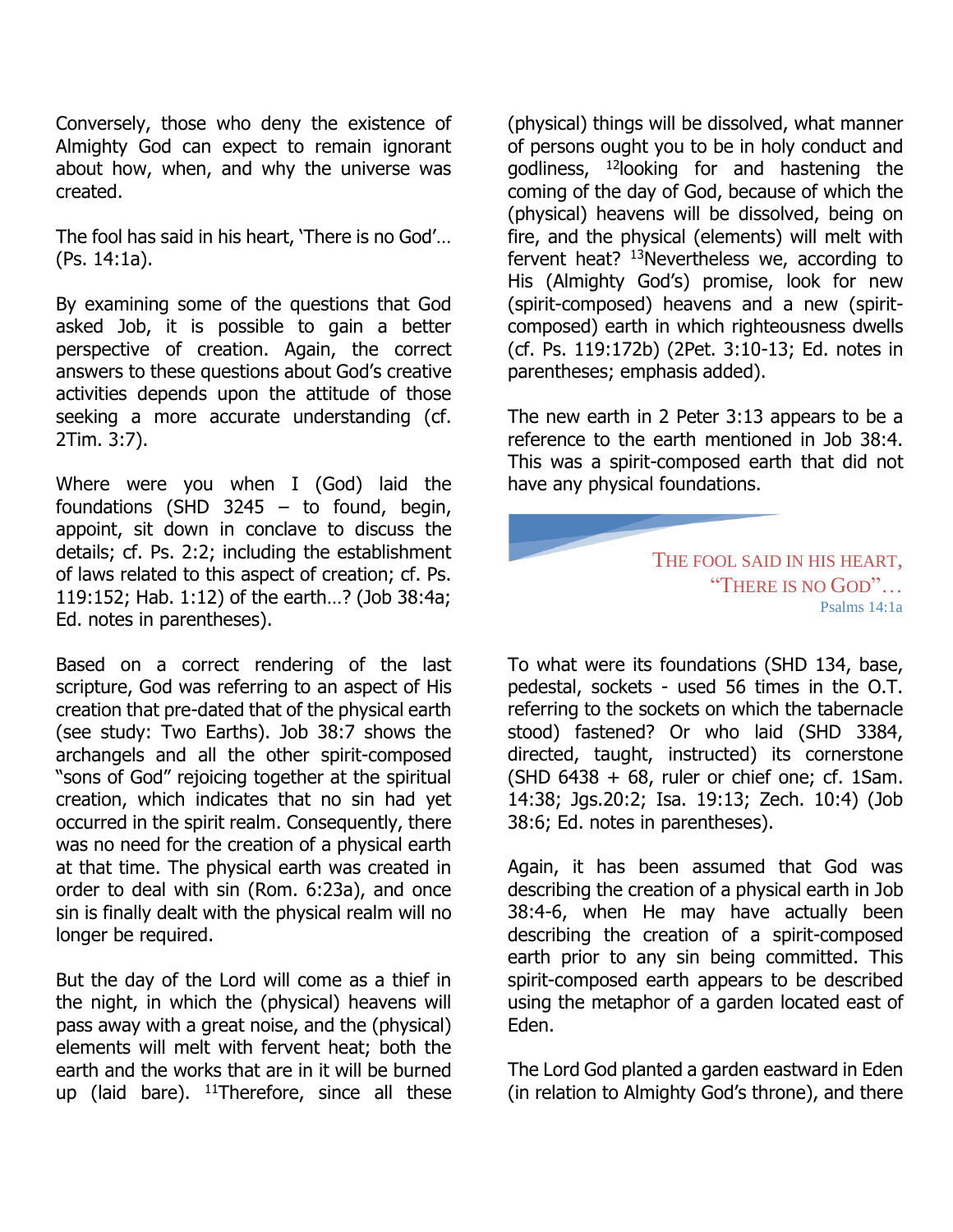Conversely, those who deny the existence of Almighty God can expect to remain ignorant about how, when, and why the universe was created.

The fool has said in his heart, 'There is no God'… (Ps. 14:1a).

By examining some of the questions that God asked Job, it is possible to gain a better perspective of creation. Again, the correct answers to these questions about God's creative activities depends upon the attitude of those seeking a more accurate understanding (cf. 2Tim. 3:7).

Where were you when I (God) laid the foundations (SHD 3245 – to found, begin, appoint, sit down in conclave to discuss the details; cf. Ps. 2:2; including the establishment of laws related to this aspect of creation; cf. Ps. 119:152; Hab. 1:12) of the earth…? (Job 38:4a; Ed. notes in parentheses).

Based on a correct rendering of the last scripture, God was referring to an aspect of His creation that pre-dated that of the physical earth (see study: Two Earths). Job 38:7 shows the archangels and all the other spirit-composed "sons of God" rejoicing together at the spiritual creation, which indicates that no sin had yet occurred in the spirit realm. Consequently, there was no need for the creation of a physical earth at that time. The physical earth was created in order to deal with sin (Rom. 6:23a), and once sin is finally dealt with the physical realm will no longer be required.

But the day of the Lord will come as a thief in the night, in which the (physical) heavens will pass away with a great noise, and the (physical) elements will melt with fervent heat; both the earth and the works that are in it will be burned up (laid bare). [11]Therefore, since all these (physical) things will be dissolved, what manner of persons ought you to be in holy conduct and godliness, [12]looking for and hastening the coming of the day of God, because of which the (physical) heavens will be dissolved, being on fire, and the physical (elements) will melt with fervent heat? [13]Nevertheless we, according to His (Almighty God's) promise, look for new (spirit-composed) heavens and a new (spirit-composed) earth in which righteousness dwells (cf. Ps. 119:172b) (2Pet. 3:10-13; Ed. notes in parentheses; emphasis added).

The new earth in 2 Peter 3:13 appears to be a reference to the earth mentioned in Job 38:4. This was a spirit-composed earth that did not have any physical foundations.

> THE FOOL SAID IN HIS HEART, "THERE IS NO GOD"…
> Psalms 14:1a

To what were its foundations (SHD 134, base, pedestal, sockets - used 56 times in the O.T. referring to the sockets on which the tabernacle stood) fastened? Or who laid (SHD 3384, directed, taught, instructed) its cornerstone (SHD 6438 + 68, ruler or chief one; cf. 1Sam. 14:38; Jgs.20:2; Isa. 19:13; Zech. 10:4) (Job 38:6; Ed. notes in parentheses).

Again, it has been assumed that God was describing the creation of a physical earth in Job 38:4-6, when He may have actually been describing the creation of a spirit-composed earth prior to any sin being committed. This spirit-composed earth appears to be described using the metaphor of a garden located east of Eden.

The Lord God planted a garden eastward in Eden (in relation to Almighty God's throne), and there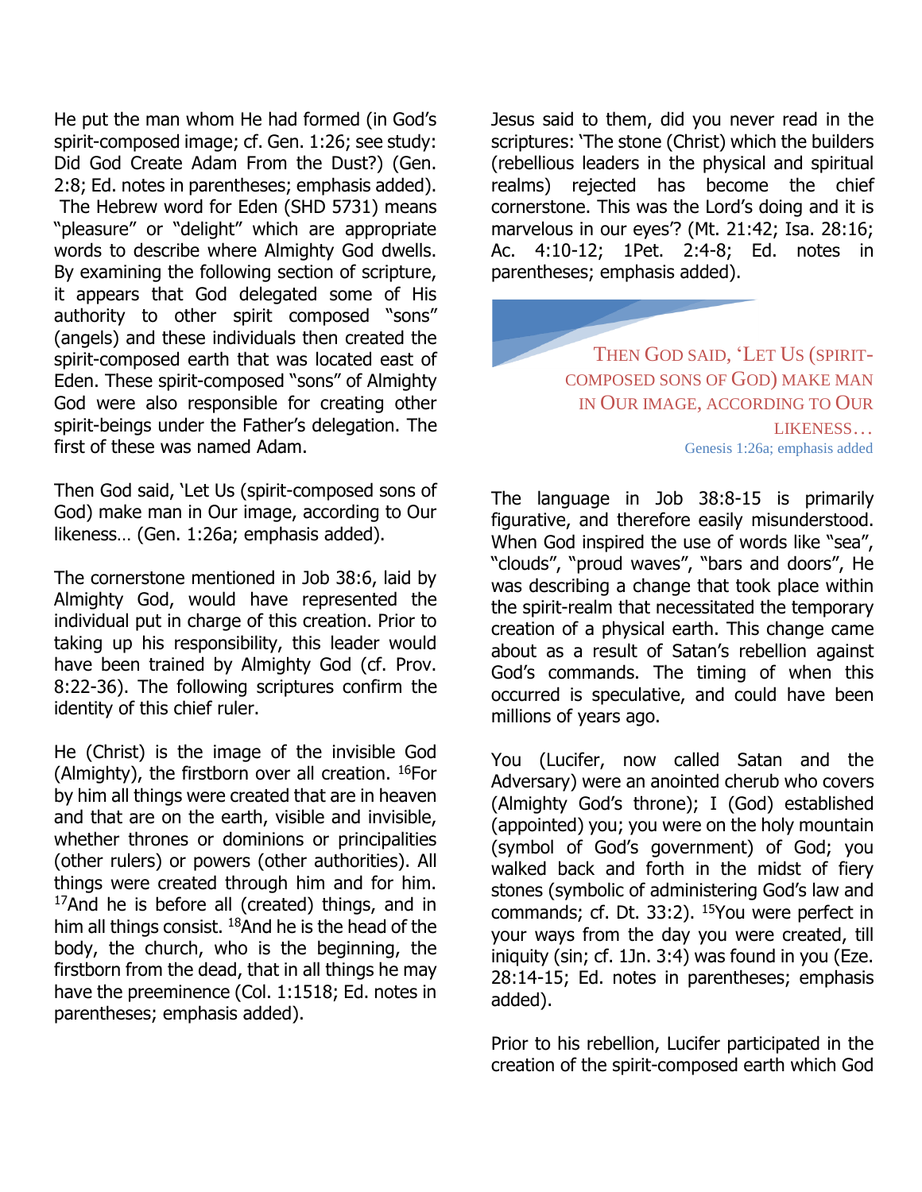He put the man whom He had formed (in God's spirit-composed image; cf. Gen. 1:26; see study: Did God Create Adam From the Dust?) (Gen. 2:8; Ed. notes in parentheses; emphasis added). The Hebrew word for Eden (SHD 5731) means "pleasure" or "delight" which are appropriate words to describe where Almighty God dwells. By examining the following section of scripture, it appears that God delegated some of His authority to other spirit composed "sons" (angels) and these individuals then created the spirit-composed earth that was located east of Eden. These spirit-composed "sons" of Almighty God were also responsible for creating other spirit-beings under the Father's delegation. The first of these was named Adam.

Then God said, 'Let Us (spirit-composed sons of God) make man in Our image, according to Our likeness… (Gen. 1:26a; emphasis added).

The cornerstone mentioned in Job 38:6, laid by Almighty God, would have represented the individual put in charge of this creation. Prior to taking up his responsibility, this leader would have been trained by Almighty God (cf. Prov. 8:22-36). The following scriptures confirm the identity of this chief ruler.

He (Christ) is the image of the invisible God (Almighty), the firstborn over all creation. [16]For by him all things were created that are in heaven and that are on the earth, visible and invisible, whether thrones or dominions or principalities (other rulers) or powers (other authorities). All things were created through him and for him. [17]And he is before all (created) things, and in him all things consist. [18]And he is the head of the body, the church, who is the beginning, the firstborn from the dead, that in all things he may have the preeminence (Col. 1:1518; Ed. notes in parentheses; emphasis added).

Jesus said to them, did you never read in the scriptures: 'The stone (Christ) which the builders (rebellious leaders in the physical and spiritual realms) rejected has become the chief cornerstone. This was the Lord's doing and it is marvelous in our eyes'? (Mt. 21:42; Isa. 28:16; Ac. 4:10-12; 1Pet. 2:4-8; Ed. notes in parentheses; emphasis added).

> THEN GOD SAID, 'LET US (SPIRIT-COMPOSED SONS OF GOD) MAKE MAN IN OUR IMAGE, ACCORDING TO OUR LIKENESS…
>
> Genesis 1:26a; emphasis added

The language in Job 38:8-15 is primarily figurative, and therefore easily misunderstood. When God inspired the use of words like "sea", "clouds", "proud waves", "bars and doors", He was describing a change that took place within the spirit-realm that necessitated the temporary creation of a physical earth. This change came about as a result of Satan's rebellion against God's commands. The timing of when this occurred is speculative, and could have been millions of years ago.

You (Lucifer, now called Satan and the Adversary) were an anointed cherub who covers (Almighty God's throne); I (God) established (appointed) you; you were on the holy mountain (symbol of God's government) of God; you walked back and forth in the midst of fiery stones (symbolic of administering God's law and commands; cf. Dt. 33:2). [15]You were perfect in your ways from the day you were created, till iniquity (sin; cf. 1Jn. 3:4) was found in you (Eze. 28:14-15; Ed. notes in parentheses; emphasis added).

Prior to his rebellion, Lucifer participated in the creation of the spirit-composed earth which God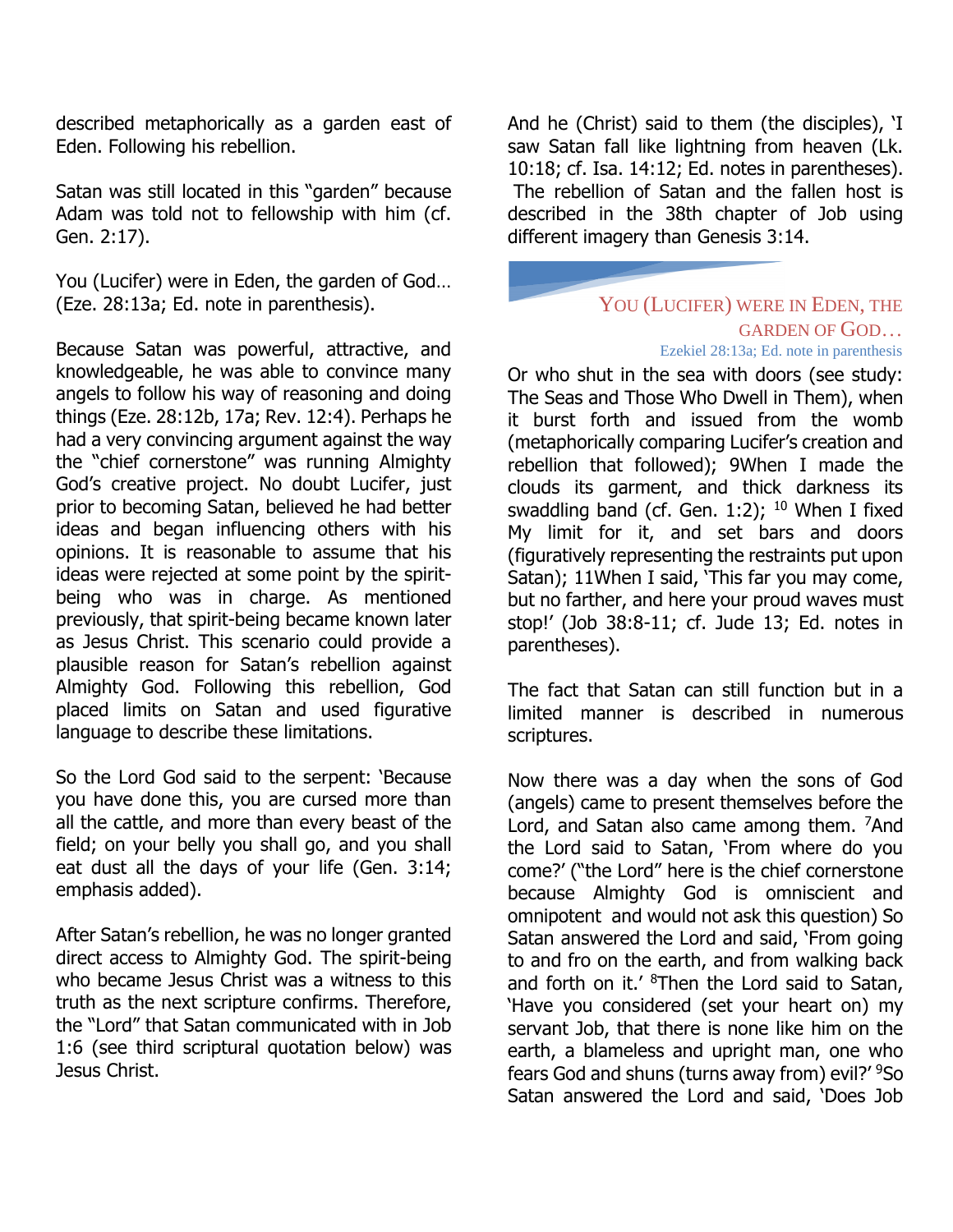described metaphorically as a garden east of Eden. Following his rebellion.

Satan was still located in this "garden" because Adam was told not to fellowship with him (cf. Gen. 2:17).

You (Lucifer) were in Eden, the garden of God… (Eze. 28:13a; Ed. note in parenthesis).

Because Satan was powerful, attractive, and knowledgeable, he was able to convince many angels to follow his way of reasoning and doing things (Eze. 28:12b, 17a; Rev. 12:4). Perhaps he had a very convincing argument against the way the "chief cornerstone" was running Almighty God's creative project. No doubt Lucifer, just prior to becoming Satan, believed he had better ideas and began influencing others with his opinions. It is reasonable to assume that his ideas were rejected at some point by the spirit-being who was in charge. As mentioned previously, that spirit-being became known later as Jesus Christ. This scenario could provide a plausible reason for Satan's rebellion against Almighty God. Following this rebellion, God placed limits on Satan and used figurative language to describe these limitations.

So the Lord God said to the serpent: 'Because you have done this, you are cursed more than all the cattle, and more than every beast of the field; on your belly you shall go, and you shall eat dust all the days of your life (Gen. 3:14; emphasis added).

After Satan's rebellion, he was no longer granted direct access to Almighty God. The spirit-being who became Jesus Christ was a witness to this truth as the next scripture confirms. Therefore, the "Lord" that Satan communicated with in Job 1:6 (see third scriptural quotation below) was Jesus Christ.

And he (Christ) said to them (the disciples), 'I saw Satan fall like lightning from heaven (Lk. 10:18; cf. Isa. 14:12; Ed. notes in parentheses). The rebellion of Satan and the fallen host is described in the 38th chapter of Job using different imagery than Genesis 3:14.

> YOU (LUCIFER) WERE IN EDEN, THE GARDEN OF GOD…
>
> Ezekiel 28:13a; Ed. note in parenthesis

Or who shut in the sea with doors (see study: The Seas and Those Who Dwell in Them), when it burst forth and issued from the womb (metaphorically comparing Lucifer's creation and rebellion that followed); 9When I made the clouds its garment, and thick darkness its swaddling band (cf. Gen. 1:2); [10] When I fixed My limit for it, and set bars and doors (figuratively representing the restraints put upon Satan); 11When I said, 'This far you may come, but no farther, and here your proud waves must stop!' (Job 38:8-11; cf. Jude 13; Ed. notes in parentheses).

The fact that Satan can still function but in a limited manner is described in numerous scriptures.

Now there was a day when the sons of God (angels) came to present themselves before the Lord, and Satan also came among them. [7]And the Lord said to Satan, 'From where do you come?' ("the Lord" here is the chief cornerstone because Almighty God is omniscient and omnipotent and would not ask this question) So Satan answered the Lord and said, 'From going to and fro on the earth, and from walking back and forth on it.' [8]Then the Lord said to Satan, 'Have you considered (set your heart on) my servant Job, that there is none like him on the earth, a blameless and upright man, one who fears God and shuns (turns away from) evil?' [9]So Satan answered the Lord and said, 'Does Job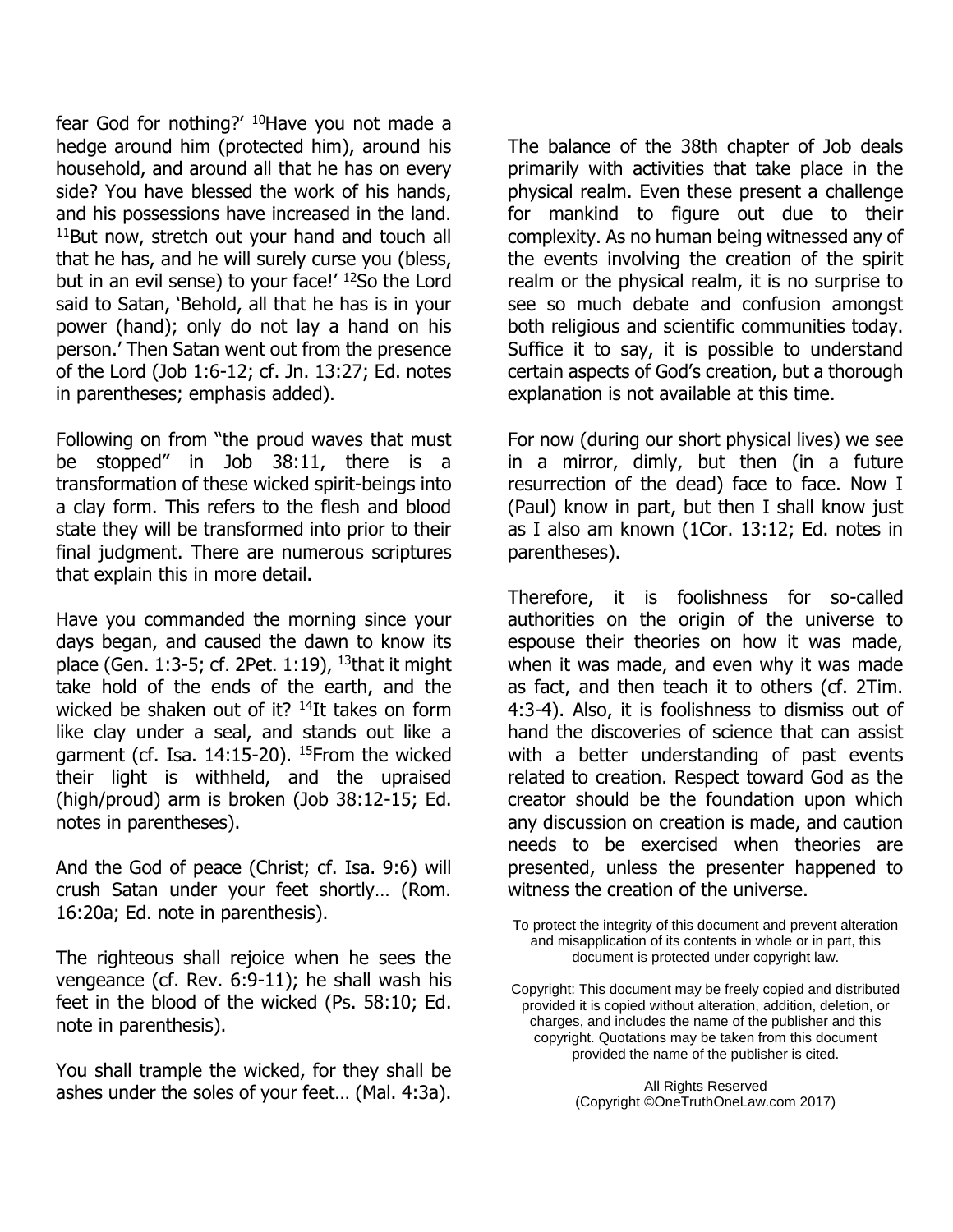fear God for nothing?' [10]Have you not made a hedge around him (protected him), around his household, and around all that he has on every side? You have blessed the work of his hands, and his possessions have increased in the land. [11]But now, stretch out your hand and touch all that he has, and he will surely curse you (bless, but in an evil sense) to your face!' [12]So the Lord said to Satan, 'Behold, all that he has is in your power (hand); only do not lay a hand on his person.' Then Satan went out from the presence of the Lord (Job 1:6-12; cf. Jn. 13:27; Ed. notes in parentheses; emphasis added).

Following on from "the proud waves that must be stopped" in Job 38:11, there is a transformation of these wicked spirit-beings into a clay form. This refers to the flesh and blood state they will be transformed into prior to their final judgment. There are numerous scriptures that explain this in more detail.

Have you commanded the morning since your days began, and caused the dawn to know its place (Gen. 1:3-5; cf. 2Pet. 1:19), [13]that it might take hold of the ends of the earth, and the wicked be shaken out of it? [14]It takes on form like clay under a seal, and stands out like a garment (cf. Isa. 14:15-20). [15]From the wicked their light is withheld, and the upraised (high/proud) arm is broken (Job 38:12-15; Ed. notes in parentheses).

And the God of peace (Christ; cf. Isa. 9:6) will crush Satan under your feet shortly… (Rom. 16:20a; Ed. note in parenthesis).

The righteous shall rejoice when he sees the vengeance (cf. Rev. 6:9-11); he shall wash his feet in the blood of the wicked (Ps. 58:10; Ed. note in parenthesis).

You shall trample the wicked, for they shall be ashes under the soles of your feet… (Mal. 4:3a).

The balance of the 38th chapter of Job deals primarily with activities that take place in the physical realm. Even these present a challenge for mankind to figure out due to their complexity. As no human being witnessed any of the events involving the creation of the spirit realm or the physical realm, it is no surprise to see so much debate and confusion amongst both religious and scientific communities today. Suffice it to say, it is possible to understand certain aspects of God's creation, but a thorough explanation is not available at this time.

For now (during our short physical lives) we see in a mirror, dimly, but then (in a future resurrection of the dead) face to face. Now I (Paul) know in part, but then I shall know just as I also am known (1Cor. 13:12; Ed. notes in parentheses).

Therefore, it is foolishness for so-called authorities on the origin of the universe to espouse their theories on how it was made, when it was made, and even why it was made as fact, and then teach it to others (cf. 2Tim. 4:3-4). Also, it is foolishness to dismiss out of hand the discoveries of science that can assist with a better understanding of past events related to creation. Respect toward God as the creator should be the foundation upon which any discussion on creation is made, and caution needs to be exercised when theories are presented, unless the presenter happened to witness the creation of the universe.

To protect the integrity of this document and prevent alteration and misapplication of its contents in whole or in part, this document is protected under copyright law.

Copyright: This document may be freely copied and distributed provided it is copied without alteration, addition, deletion, or charges, and includes the name of the publisher and this copyright. Quotations may be taken from this document provided the name of the publisher is cited.

All Rights Reserved
(Copyright ©OneTruthOneLaw.com 2017)